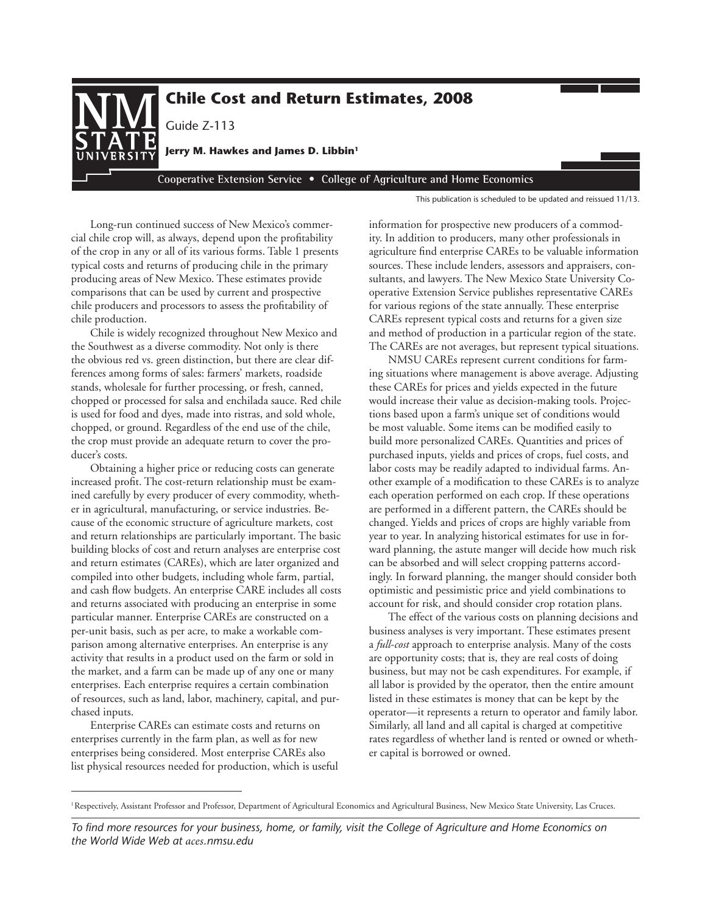# Chile Cost and Return Estimates, 2008

Guide Z-113

**Jerry M. Hawkes and James D. Libbin**[1]

**Cooperative Extension Service • College of Agriculture and Home Economics**

This publication is scheduled to be updated and reissued 11/13.

Long-run continued success of New Mexico's commercial chile crop will, as always, depend upon the profitability of the crop in any or all of its various forms. Table 1 presents typical costs and returns of producing chile in the primary producing areas of New Mexico. These estimates provide comparisons that can be used by current and prospective chile producers and processors to assess the profitability of chile production.

Chile is widely recognized throughout New Mexico and the Southwest as a diverse commodity. Not only is there the obvious red vs. green distinction, but there are clear differences among forms of sales: farmers' markets, roadside stands, wholesale for further processing, or fresh, canned, chopped or processed for salsa and enchilada sauce. Red chile is used for food and dyes, made into ristras, and sold whole, chopped, or ground. Regardless of the end use of the chile, the crop must provide an adequate return to cover the producer's costs.

Obtaining a higher price or reducing costs can generate increased profit. The cost-return relationship must be examined carefully by every producer of every commodity, whether in agricultural, manufacturing, or service industries. Because of the economic structure of agriculture markets, cost and return relationships are particularly important. The basic building blocks of cost and return analyses are enterprise cost and return estimates (CAREs), which are later organized and compiled into other budgets, including whole farm, partial, and cash flow budgets. An enterprise CARE includes all costs and returns associated with producing an enterprise in some particular manner. Enterprise CAREs are constructed on a per-unit basis, such as per acre, to make a workable comparison among alternative enterprises. An enterprise is any activity that results in a product used on the farm or sold in the market, and a farm can be made up of any one or many enterprises. Each enterprise requires a certain combination of resources, such as land, labor, machinery, capital, and purchased inputs.

Enterprise CAREs can estimate costs and returns on enterprises currently in the farm plan, as well as for new enterprises being considered. Most enterprise CAREs also list physical resources needed for production, which is useful information for prospective new producers of a commodity. In addition to producers, many other professionals in agriculture find enterprise CAREs to be valuable information sources. These include lenders, assessors and appraisers, consultants, and lawyers. The New Mexico State University Cooperative Extension Service publishes representative CAREs for various regions of the state annually. These enterprise CAREs represent typical costs and returns for a given size and method of production in a particular region of the state. The CAREs are not averages, but represent typical situations.

NMSU CAREs represent current conditions for farming situations where management is above average. Adjusting these CAREs for prices and yields expected in the future would increase their value as decision-making tools. Projections based upon a farm's unique set of conditions would be most valuable. Some items can be modified easily to build more personalized CAREs. Quantities and prices of purchased inputs, yields and prices of crops, fuel costs, and labor costs may be readily adapted to individual farms. Another example of a modification to these CAREs is to analyze each operation performed on each crop. If these operations are performed in a different pattern, the CAREs should be changed. Yields and prices of crops are highly variable from year to year. In analyzing historical estimates for use in forward planning, the astute manger will decide how much risk can be absorbed and will select cropping patterns accordingly. In forward planning, the manger should consider both optimistic and pessimistic price and yield combinations to account for risk, and should consider crop rotation plans.

The effect of the various costs on planning decisions and business analyses is very important. These estimates present a *full-cost* approach to enterprise analysis. Many of the costs are opportunity costs; that is, they are real costs of doing business, but may not be cash expenditures. For example, if all labor is provided by the operator, then the entire amount listed in these estimates is money that can be kept by the operator—it represents a return to operator and family labor. Similarly, all land and all capital is charged at competitive rates regardless of whether land is rented or owned or whether capital is borrowed or owned.

[1] Respectively, Assistant Professor and Professor, Department of Agricultural Economics and Agricultural Business, New Mexico State University, Las Cruces.

*To find more resources for your business, home, or family, visit the College of Agriculture and Home Economics on the World Wide Web at aces.nmsu.edu*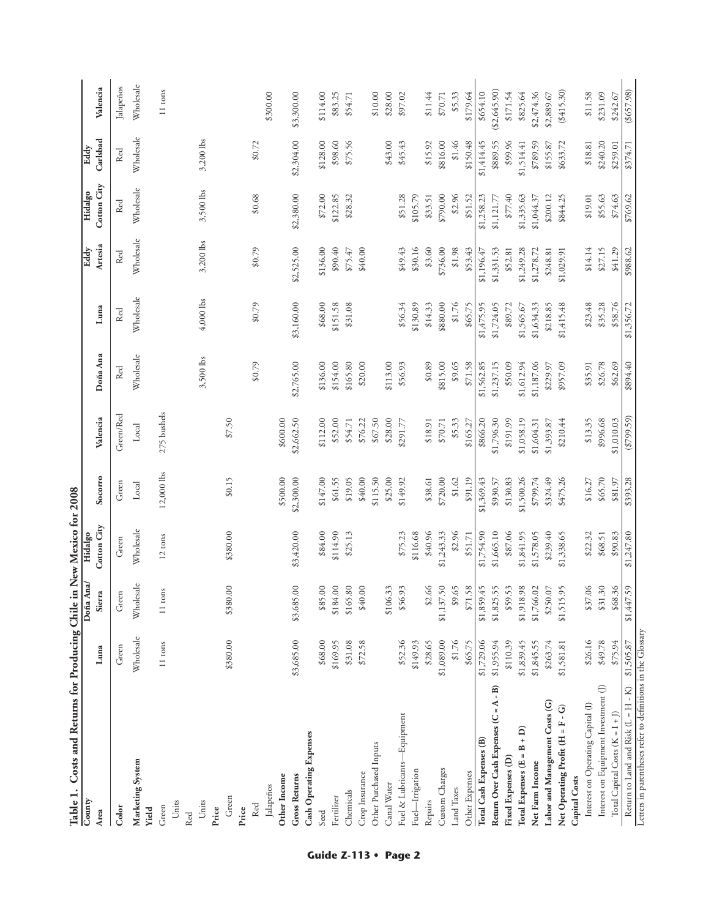**Table 1. Costs and Returns for Producing Chile in New Mexico for 2008**

| County | | Doña Ana/ | Hidalgo | | | | | Eddy | Hidalgo | Eddy | |
|---|---|---|---|---|---|---|---|---|---|---|---|
| **Area** | **Luna** | **Sierra** | **Cotton City** | **Socorro** | **Valencia** | **Doña Ana** | **Luna** | **Artesia** | **Cotton City** | **Carlsbad** | **Valencia** |
| **Color** | Green | Green | Green | Green | Green/Red | Red | Red | Red | Red | Red | Jalapeños |
| **Marketing System** | Wholesale | Wholesale | Wholesale | Local | Local | Wholesale | Wholesale | Wholesale | Wholesale | Wholesale | Wholesale |
| **Yield** | | | | | | | | | | | |
| Green | | | | | | | | | | | |
| Units | 11 tons | 11 tons | 12 tons | 12,000 lbs | 275 bushels | | | | | | 11 tons |
| Red | | | | | | | | | | | |
| Units | | | | | | 3,500 lbs | 4,000 lbs | 3,200 lbs | 3,500 lbs | 3,200 lbs | |
| **Price** | | | | | | | | | | | |
| Green | $380.00 | $380.00 | $380.00 | $0.15 | $7.50 | | | | | | |
| **Price** | | | | | | | | | | | |
| Red | | | | | | $0.79 | $0.79 | $0.79 | $0.68 | $0.72 | |
| Jalapeños | | | | | | | | | | | $300.00 |
| **Other Income** | | | | $500.00 | $600.00 | | | | | | |
| **Gross Returns** | $3,685.00 | $3,685.00 | $3,420.00 | $2,300.00 | $2,662.50 | $2,765.00 | $3,160.00 | $2,525.00 | $2,380.00 | $2,304.00 | $3,300.00 |
| **Cash Operating Expenses** | | | | | | | | | | | |
| Seed | $68.00 | $85.00 | $84.00 | $147.00 | $112.00 | $136.00 | $68.00 | $136.00 | $72.00 | $128.00 | $114.00 |
| Fertilizer | $169.95 | $184.00 | $114.90 | $61.55 | $52.00 | $154.00 | $151.58 | $90.40 | $122.85 | $98.60 | $83.25 |
| Chemicals | $31.08 | $165.80 | $25.13 | $19.05 | $54.71 | $165.80 | $31.08 | $75.47 | $28.32 | $75.56 | $54.71 |
| Crop Insurance | $72.58 | $40.00 | | $40.00 | $76.22 | $20.00 | | $40.00 | | | |
| Other Purchased Inputs | | | | $115.50 | $67.50 | | | | | | $10.00 |
| Canal Water | | $106.33 | | $25.00 | $28.00 | $113.00 | | | | $43.00 | $28.00 |
| Fuel & Lubricants—Equipment | $52.36 | $56.93 | $75.23 | $149.92 | $291.77 | $56.93 | $56.34 | $49.43 | $51.28 | $45.43 | $97.02 |
| Fuel—Irrigation | $149.93 | | $116.68 | | | | $130.89 | $30.16 | $105.79 | | |
| Repairs | $28.65 | $2.66 | $40.96 | $38.61 | $18.91 | $0.89 | $14.33 | $3.60 | $33.51 | $15.92 | $11.44 |
| Custom Charges | $1,089.00 | $1,137.50 | $1,243.33 | $720.00 | $70.71 | $815.00 | $880.00 | $736.00 | $790.00 | $816.00 | $70.71 |
| Land Taxes | $1.76 | $9.65 | $2.96 | $1.62 | $5.33 | $9.65 | $1.76 | $1.98 | $2.96 | $1.46 | $5.33 |
| Other Expenses | $65.75 | $71.58 | $51.71 | $91.19 | $165.27 | $71.58 | $65.75 | $53.43 | $51.52 | $150.48 | $179.64 |
| **Total Cash Expenses (B)** | $1,729.06 | $1,859.45 | $1,754.90 | $1,369.43 | $866.20 | $1,562.85 | $1,475.95 | $1,196.47 | $1,258.23 | $1,414.45 | $654.10 |
| **Return Over Cash Expenses (C = A - B)** | $1,955.94 | $1,825.55 | $1,665.10 | $930.57 | $1,796.30 | $1,237.15 | $1,724.05 | $1,331.53 | $1,121.77 | $889.55 | ($2,645.90) |
| **Fixed Expenses (D)** | $110.39 | $59.53 | $87.06 | $130.83 | $191.99 | $50.09 | $89.72 | $52.81 | $77.40 | $99.96 | $171.54 |
| **Total Expenses (E = B + D)** | $1,839.45 | $1,918.98 | $1,841.95 | $1,500.26 | $1,058.19 | $1,612.94 | $1,565.67 | $1,249.28 | $1,335.63 | $1,514.41 | $825.64 |
| **Net Farm Income** | $1,845.55 | $1,766.02 | $1,578.05 | $799.74 | $1,604.31 | $1,187.06 | $1,634.33 | $1,278.72 | $1,044.37 | $789.59 | $2,474.36 |
| **Labor and Management Costs (G)** | $263.74 | $250.07 | $239.40 | $324.49 | $1,393.87 | $229.97 | $218.85 | $248.81 | $200.12 | $155.87 | $2,889.67 |
| **Net Operating Profit (H = F - G)** | $1,581.81 | $1,515.95 | $1,338.65 | $475.26 | $210.44 | $957.09 | $1,415.48 | $1,029.91 | $844.25 | $633.72 | ($415.30) |
| **Capital Costs** | | | | | | | | | | | |
| Interest on Operating Capital (I) | $26.16 | $37.06 | $22.32 | $16.27 | $13.35 | $35.91 | $23.48 | $14.14 | $19.01 | $18.81 | $11.58 |
| Interest on Equipment Investment (J) | $49.78 | $31.30 | $68.51 | $65.70 | $996.68 | $26.78 | $35.28 | $27.15 | $55.63 | $240.20 | $231.09 |
| Total Capital Costs (K = I + J) | $75.94 | $68.36 | $90.83 | $81.97 | $1,010.03 | $62.69 | $58.76 | $41.29 | $74.63 | $259.01 | $242.67 |
| Return to Land and Risk (L = H - K) | $1,505.87 | $1,447.59 | $1,247.80 | $393.28 | ($799.59) | $894.40 | $1,356.72 | $988.62 | $769.62 | $374.71 | ($657.98) |

Letters in parentheses refer to definitions in the Glossary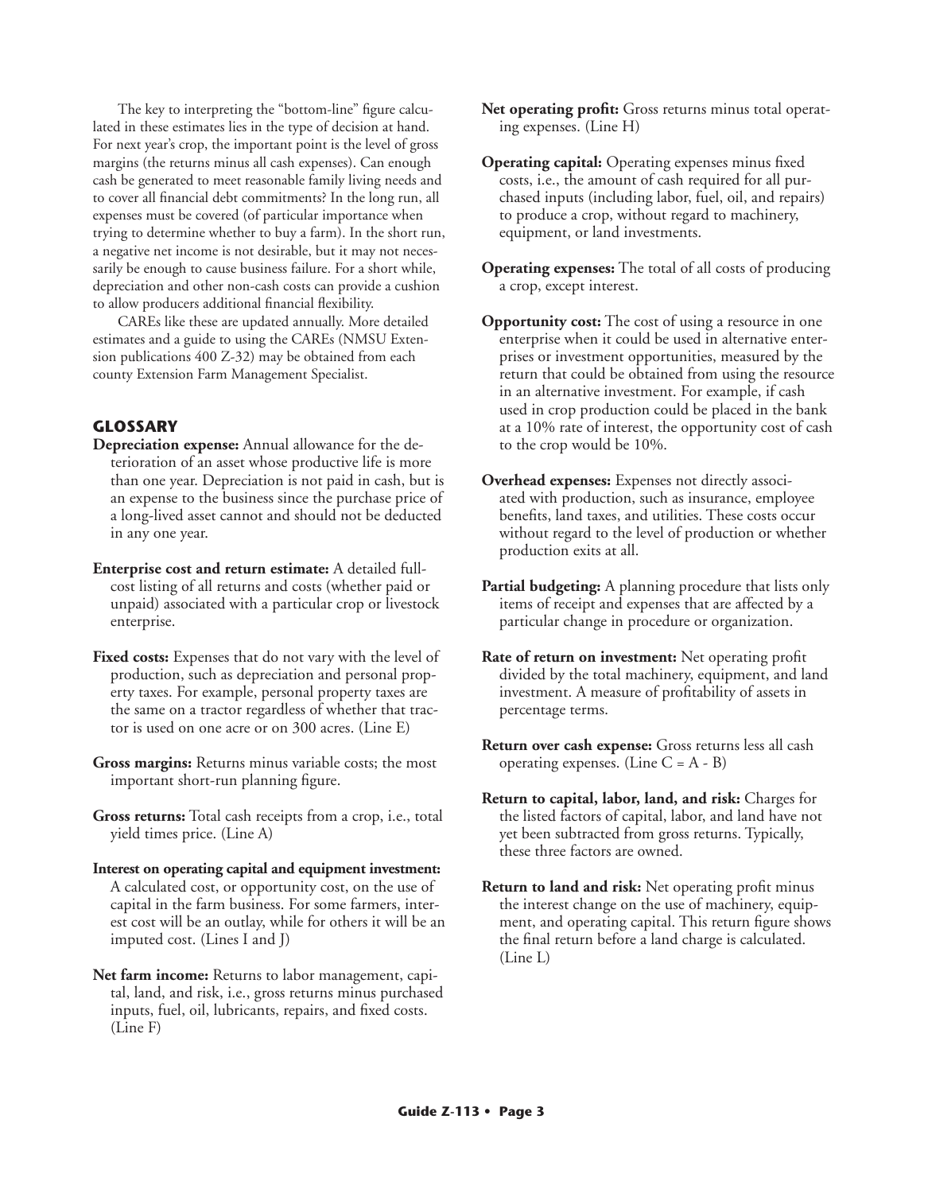The key to interpreting the "bottom-line" figure calculated in these estimates lies in the type of decision at hand. For next year's crop, the important point is the level of gross margins (the returns minus all cash expenses). Can enough cash be generated to meet reasonable family living needs and to cover all financial debt commitments? In the long run, all expenses must be covered (of particular importance when trying to determine whether to buy a farm). In the short run, a negative net income is not desirable, but it may not necessarily be enough to cause business failure. For a short while, depreciation and other non-cash costs can provide a cushion to allow producers additional financial flexibility.

CAREs like these are updated annually. More detailed estimates and a guide to using the CAREs (NMSU Extension publications 400 Z-32) may be obtained from each county Extension Farm Management Specialist.

## GLOSSARY

**Depreciation expense:** Annual allowance for the deterioration of an asset whose productive life is more than one year. Depreciation is not paid in cash, but is an expense to the business since the purchase price of a long-lived asset cannot and should not be deducted in any one year.

**Enterprise cost and return estimate:** A detailed full-cost listing of all returns and costs (whether paid or unpaid) associated with a particular crop or livestock enterprise.

**Fixed costs:** Expenses that do not vary with the level of production, such as depreciation and personal property taxes. For example, personal property taxes are the same on a tractor regardless of whether that tractor is used on one acre or on 300 acres. (Line E)

**Gross margins:** Returns minus variable costs; the most important short-run planning figure.

**Gross returns:** Total cash receipts from a crop, i.e., total yield times price. (Line A)

**Interest on operating capital and equipment investment:** A calculated cost, or opportunity cost, on the use of capital in the farm business. For some farmers, interest cost will be an outlay, while for others it will be an imputed cost. (Lines I and J)

**Net farm income:** Returns to labor management, capital, land, and risk, i.e., gross returns minus purchased inputs, fuel, oil, lubricants, repairs, and fixed costs. (Line F)

**Net operating profit:** Gross returns minus total operating expenses. (Line H)

**Operating capital:** Operating expenses minus fixed costs, i.e., the amount of cash required for all purchased inputs (including labor, fuel, oil, and repairs) to produce a crop, without regard to machinery, equipment, or land investments.

**Operating expenses:** The total of all costs of producing a crop, except interest.

**Opportunity cost:** The cost of using a resource in one enterprise when it could be used in alternative enterprises or investment opportunities, measured by the return that could be obtained from using the resource in an alternative investment. For example, if cash used in crop production could be placed in the bank at a 10% rate of interest, the opportunity cost of cash to the crop would be 10%.

**Overhead expenses:** Expenses not directly associated with production, such as insurance, employee benefits, land taxes, and utilities. These costs occur without regard to the level of production or whether production exits at all.

**Partial budgeting:** A planning procedure that lists only items of receipt and expenses that are affected by a particular change in procedure or organization.

**Rate of return on investment:** Net operating profit divided by the total machinery, equipment, and land investment. A measure of profitability of assets in percentage terms.

**Return over cash expense:** Gross returns less all cash operating expenses. (Line C = A - B)

**Return to capital, labor, land, and risk:** Charges for the listed factors of capital, labor, and land have not yet been subtracted from gross returns. Typically, these three factors are owned.

**Return to land and risk:** Net operating profit minus the interest change on the use of machinery, equipment, and operating capital. This return figure shows the final return before a land charge is calculated. (Line L)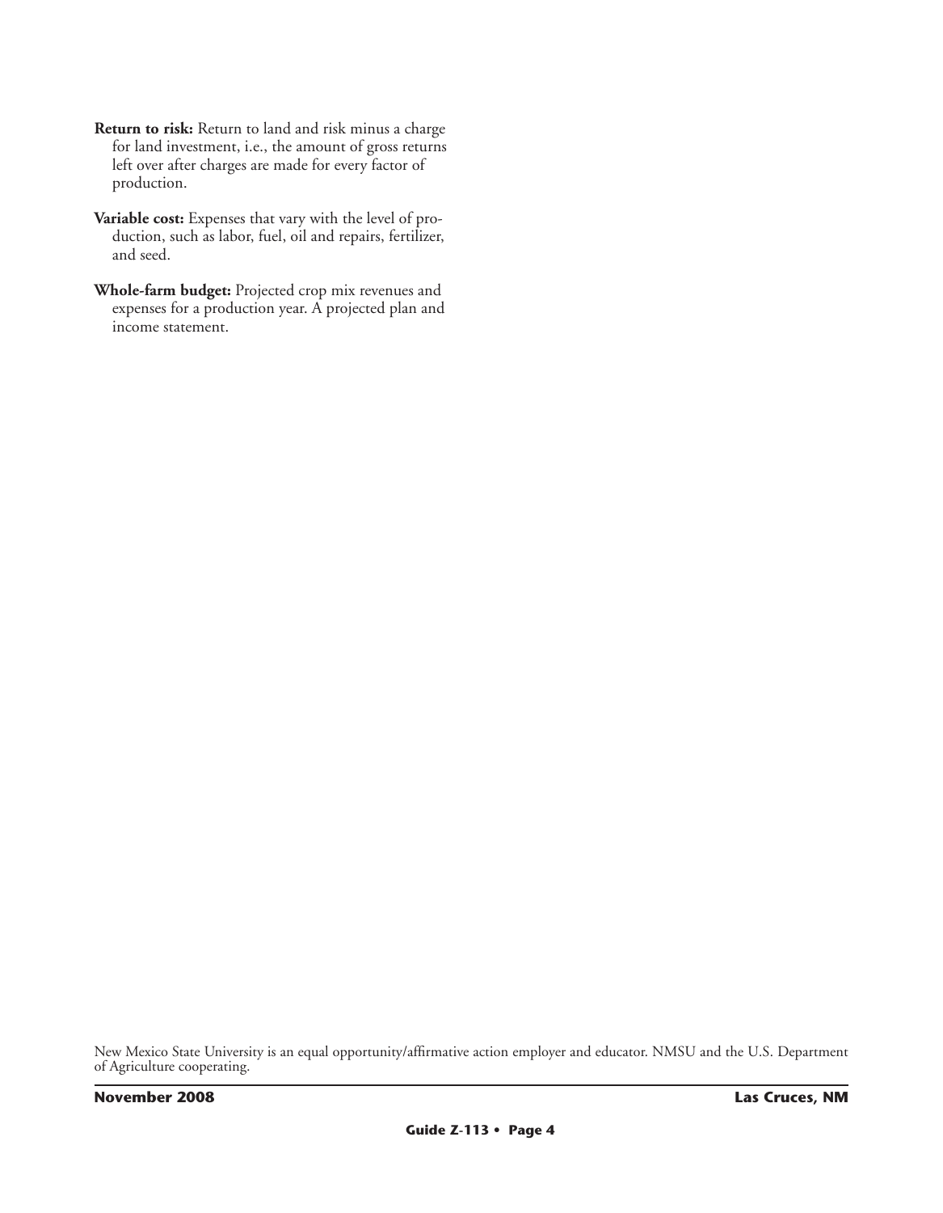**Return to risk:** Return to land and risk minus a charge for land investment, i.e., the amount of gross returns left over after charges are made for every factor of production.

**Variable cost:** Expenses that vary with the level of production, such as labor, fuel, oil and repairs, fertilizer, and seed.

**Whole-farm budget:** Projected crop mix revenues and expenses for a production year. A projected plan and income statement.

New Mexico State University is an equal opportunity/affirmative action employer and educator. NMSU and the U.S. Department of Agriculture cooperating.

**November 2008** **Las Cruces, NM**